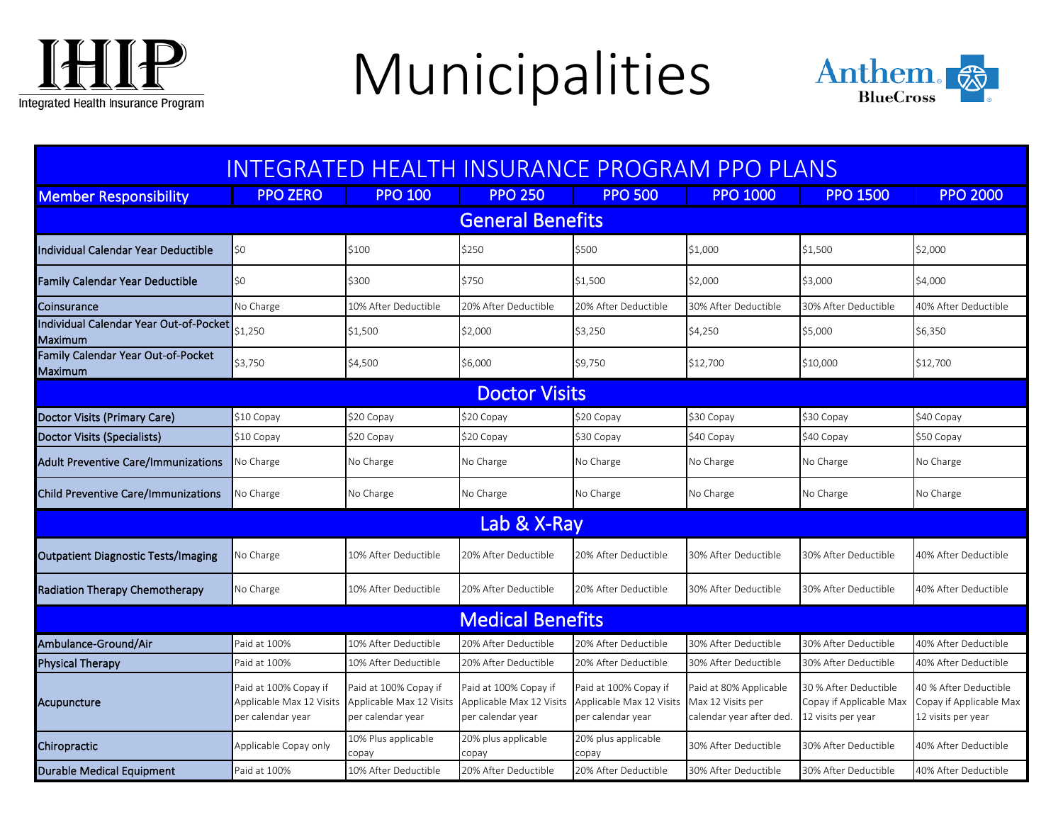IHIP
Integrated Health Insurance Program

# Municipalities

Anthem BlueCross

## INTEGRATED HEALTH INSURANCE PROGRAM PPO PLANS

| Member Responsibility | PPO ZERO | PPO 100 | PPO 250 | PPO 500 | PPO 1000 | PPO 1500 | PPO 2000 |
|---|---|---|---|---|---|---|---|
| **General Benefits** | | | | | | | |
| Individual Calendar Year Deductible | $0 | $100 | $250 | $500 | $1,000 | $1,500 | $2,000 |
| Family Calendar Year Deductible | $0 | $300 | $750 | $1,500 | $2,000 | $3,000 | $4,000 |
| Coinsurance | No Charge | 10% After Deductible | 20% After Deductible | 20% After Deductible | 30% After Deductible | 30% After Deductible | 40% After Deductible |
| Individual Calendar Year Out-of-Pocket Maximum | $1,250 | $1,500 | $2,000 | $3,250 | $4,250 | $5,000 | $6,350 |
| Family Calendar Year Out-of-Pocket Maximum | $3,750 | $4,500 | $6,000 | $9,750 | $12,700 | $10,000 | $12,700 |
| **Doctor Visits** | | | | | | | |
| Doctor Visits (Primary Care) | $10 Copay | $20 Copay | $20 Copay | $20 Copay | $30 Copay | $30 Copay | $40 Copay |
| Doctor Visits (Specialists) | $10 Copay | $20 Copay | $20 Copay | $30 Copay | $40 Copay | $40 Copay | $50 Copay |
| Adult Preventive Care/Immunizations | No Charge | No Charge | No Charge | No Charge | No Charge | No Charge | No Charge |
| Child Preventive Care/Immunizations | No Charge | No Charge | No Charge | No Charge | No Charge | No Charge | No Charge |
| **Lab & X-Ray** | | | | | | | |
| Outpatient Diagnostic Tests/Imaging | No Charge | 10% After Deductible | 20% After Deductible | 20% After Deductible | 30% After Deductible | 30% After Deductible | 40% After Deductible |
| Radiation Therapy Chemotherapy | No Charge | 10% After Deductible | 20% After Deductible | 20% After Deductible | 30% After Deductible | 30% After Deductible | 40% After Deductible |
| **Medical Benefits** | | | | | | | |
| Ambulance-Ground/Air | Paid at 100% | 10% After Deductible | 20% After Deductible | 20% After Deductible | 30% After Deductible | 30% After Deductible | 40% After Deductible |
| Physical Therapy | Paid at 100% | 10% After Deductible | 20% After Deductible | 20% After Deductible | 30% After Deductible | 30% After Deductible | 40% After Deductible |
| Acupuncture | Paid at 100% Copay if Applicable Max 12 Visits per calendar year | Paid at 100% Copay if Applicable Max 12 Visits per calendar year | Paid at 100% Copay if Applicable Max 12 Visits per calendar year | Paid at 100% Copay if Applicable Max 12 Visits per calendar year | Paid at 80% Applicable Max 12 Visits per calendar year after ded. | 30 % After Deductible Copay if Applicable Max 12 visits per year | 40 % After Deductible Copay if Applicable Max 12 visits per year |
| Chiropractic | Applicable Copay only | 10% Plus applicable copay | 20% plus applicable copay | 20% plus applicable copay | 30% After Deductible | 30% After Deductible | 40% After Deductible |
| Durable Medical Equipment | Paid at 100% | 10% After Deductible | 20% After Deductible | 30% After Deductible | 30% After Deductible | 30% After Deductible | 40% After Deductible |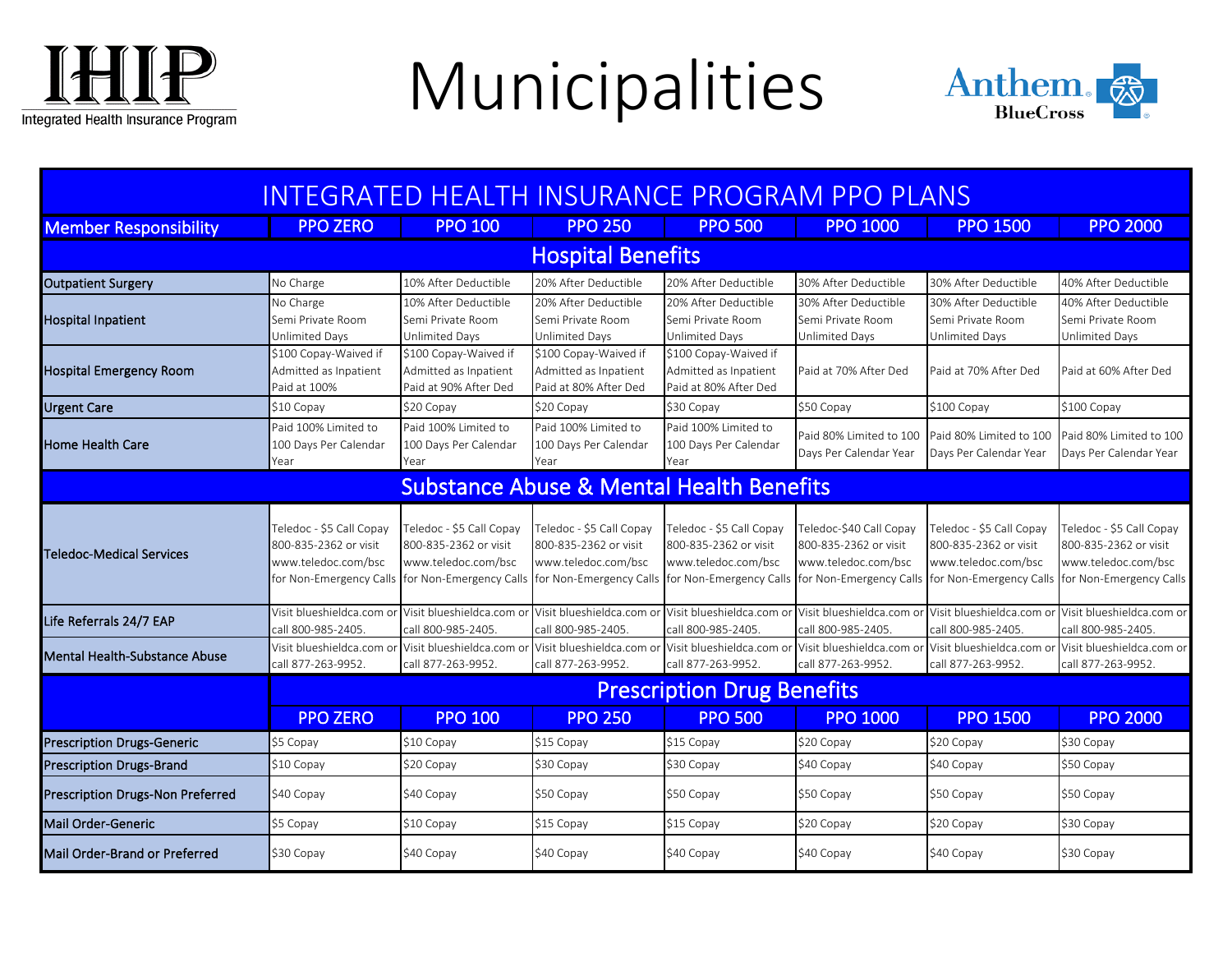IHIP
Integrated Health Insurance Program

# Municipalities

Anthem BlueCross

## INTEGRATED HEALTH INSURANCE PROGRAM PPO PLANS

| Member Responsibility | PPO ZERO | PPO 100 | PPO 250 | PPO 500 | PPO 1000 | PPO 1500 | PPO 2000 |
|---|---|---|---|---|---|---|---|
| **Hospital Benefits** | | | | | | | |
| Outpatient Surgery | No Charge | 10% After Deductible | 20% After Deductible | 20% After Deductible | 30% After Deductible | 30% After Deductible | 40% After Deductible |
| Hospital Inpatient | No Charge Semi Private Room Unlimited Days | 10% After Deductible Semi Private Room Unlimited Days | 20% After Deductible Semi Private Room Unlimited Days | 20% After Deductible Semi Private Room Unlimited Days | 30% After Deductible Semi Private Room Unlimited Days | 30% After Deductible Semi Private Room Unlimited Days | 40% After Deductible Semi Private Room Unlimited Days |
| Hospital Emergency Room | $100 Copay-Waived if Admitted as Inpatient Paid at 100% | $100 Copay-Waived if Admitted as Inpatient Paid at 90% After Ded | $100 Copay-Waived if Admitted as Inpatient Paid at 80% After Ded | $100 Copay-Waived if Admitted as Inpatient Paid at 80% After Ded | Paid at 70% After Ded | Paid at 70% After Ded | Paid at 60% After Ded |
| Urgent Care | $10 Copay | $20 Copay | $20 Copay | $30 Copay | $50 Copay | $100 Copay | $100 Copay |
| Home Health Care | Paid 100% Limited to 100 Days Per Calendar Year | Paid 100% Limited to 100 Days Per Calendar Year | Paid 100% Limited to 100 Days Per Calendar Year | Paid 100% Limited to 100 Days Per Calendar Year | Paid 80% Limited to 100 Days Per Calendar Year | Paid 80% Limited to 100 Days Per Calendar Year | Paid 80% Limited to 100 Days Per Calendar Year |
| **Substance Abuse & Mental Health Benefits** | | | | | | | |
| Teledoc-Medical Services | Teledoc - $5 Call Copay 800-835-2362 or visit www.teledoc.com/bsc for Non-Emergency Calls | Teledoc - $5 Call Copay 800-835-2362 or visit www.teledoc.com/bsc for Non-Emergency Calls | Teledoc - $5 Call Copay 800-835-2362 or visit www.teledoc.com/bsc for Non-Emergency Calls | Teledoc - $5 Call Copay 800-835-2362 or visit www.teledoc.com/bsc for Non-Emergency Calls | Teledoc-$40 Call Copay 800-835-2362 or visit www.teledoc.com/bsc for Non-Emergency Calls | Teledoc - $5 Call Copay 800-835-2362 or visit www.teledoc.com/bsc for Non-Emergency Calls | Teledoc - $5 Call Copay 800-835-2362 or visit www.teledoc.com/bsc for Non-Emergency Calls |
| Life Referrals 24/7 EAP | Visit blueshieldca.com or call 800-985-2405. | Visit blueshieldca.com or call 800-985-2405. | Visit blueshieldca.com or call 800-985-2405. | Visit blueshieldca.com or call 800-985-2405. | Visit blueshieldca.com or call 800-985-2405. | Visit blueshieldca.com or call 800-985-2405. | Visit blueshieldca.com or call 800-985-2405. |
| Mental Health-Substance Abuse | Visit blueshieldca.com or call 877-263-9952. | Visit blueshieldca.com or call 877-263-9952. | Visit blueshieldca.com or call 877-263-9952. | Visit blueshieldca.com or call 877-263-9952. | Visit blueshieldca.com or call 877-263-9952. | Visit blueshieldca.com or call 877-263-9952. | Visit blueshieldca.com or call 877-263-9952. |
| **Prescription Drug Benefits** | | | | | | | |
| | **PPO ZERO** | **PPO 100** | **PPO 250** | **PPO 500** | **PPO 1000** | **PPO 1500** | **PPO 2000** |
| Prescription Drugs-Generic | $5 Copay | $10 Copay | $15 Copay | $15 Copay | $20 Copay | $20 Copay | $30 Copay |
| Prescription Drugs-Brand | $10 Copay | $20 Copay | $30 Copay | $30 Copay | $40 Copay | $40 Copay | $50 Copay |
| Prescription Drugs-Non Preferred | $40 Copay | $40 Copay | $50 Copay | $50 Copay | $50 Copay | $50 Copay | $50 Copay |
| Mail Order-Generic | $5 Copay | $10 Copay | $15 Copay | $15 Copay | $20 Copay | $20 Copay | $30 Copay |
| Mail Order-Brand or Preferred | $30 Copay | $40 Copay | $40 Copay | $40 Copay | $40 Copay | $40 Copay | $30 Copay |